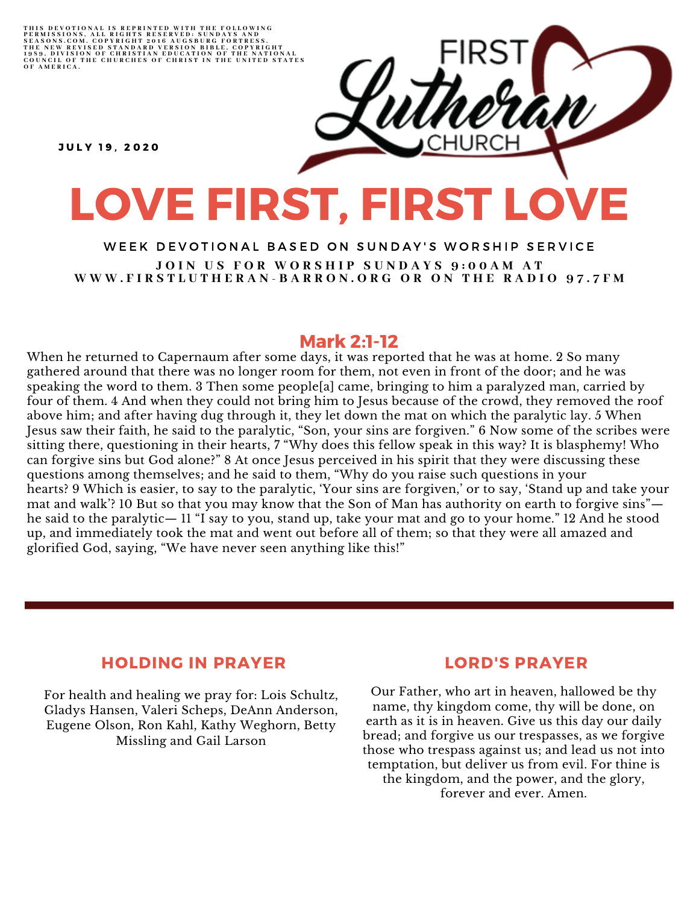THIS DEVOTIONAL IS REPRINTED WITH THE FOLLOWING PERMISSIONS, ALL RIGHTS RESERVED: SUNDAYS AND SEASONS.COM. COPYRIGHT 2016 AUGSBURG FORTRESS. THE NEW REVISED STANDARD VERSION BIBLE, COPYRIGHT 1989, DIVISION OF CHRISTIAN EDUCATION OF THE NATIONAL COUNCIL OF THE CHURCHES OF CHRIST IN THE UNITED STATES OF AMERICA.

FIRST Lutheran CHURCH

JULY 19, 2020

# LOVE FIRST, FIRST LOVE

WEEK DEVOTIONAL BASED ON SUNDAY'S WORSHIP SERVICE

JOIN US FOR WORSHIP SUNDAYS 9:00AM AT WWW.FIRSTLUTHERAN-BARRON.ORG OR ON THE RADIO 97.7FM

## Mark 2:1-12

When he returned to Capernaum after some days, it was reported that he was at home. 2 So many gathered around that there was no longer room for them, not even in front of the door; and he was speaking the word to them. 3 Then some people[a] came, bringing to him a paralyzed man, carried by four of them. 4 And when they could not bring him to Jesus because of the crowd, they removed the roof above him; and after having dug through it, they let down the mat on which the paralytic lay. 5 When Jesus saw their faith, he said to the paralytic, "Son, your sins are forgiven." 6 Now some of the scribes were sitting there, questioning in their hearts, 7 "Why does this fellow speak in this way? It is blasphemy! Who can forgive sins but God alone?" 8 At once Jesus perceived in his spirit that they were discussing these questions among themselves; and he said to them, "Why do you raise such questions in your hearts? 9 Which is easier, to say to the paralytic, 'Your sins are forgiven,' or to say, 'Stand up and take your mat and walk'? 10 But so that you may know that the Son of Man has authority on earth to forgive sins"—he said to the paralytic— 11 "I say to you, stand up, take your mat and go to your home." 12 And he stood up, and immediately took the mat and went out before all of them; so that they were all amazed and glorified God, saying, "We have never seen anything like this!"

---

## HOLDING IN PRAYER

For health and healing we pray for: Lois Schultz, Gladys Hansen, Valeri Scheps, DeAnn Anderson, Eugene Olson, Ron Kahl, Kathy Weghorn, Betty Missling and Gail Larson

## LORD'S PRAYER

Our Father, who art in heaven, hallowed be thy name, thy kingdom come, thy will be done, on earth as it is in heaven. Give us this day our daily bread; and forgive us our trespasses, as we forgive those who trespass against us; and lead us not into temptation, but deliver us from evil. For thine is the kingdom, and the power, and the glory, forever and ever. Amen.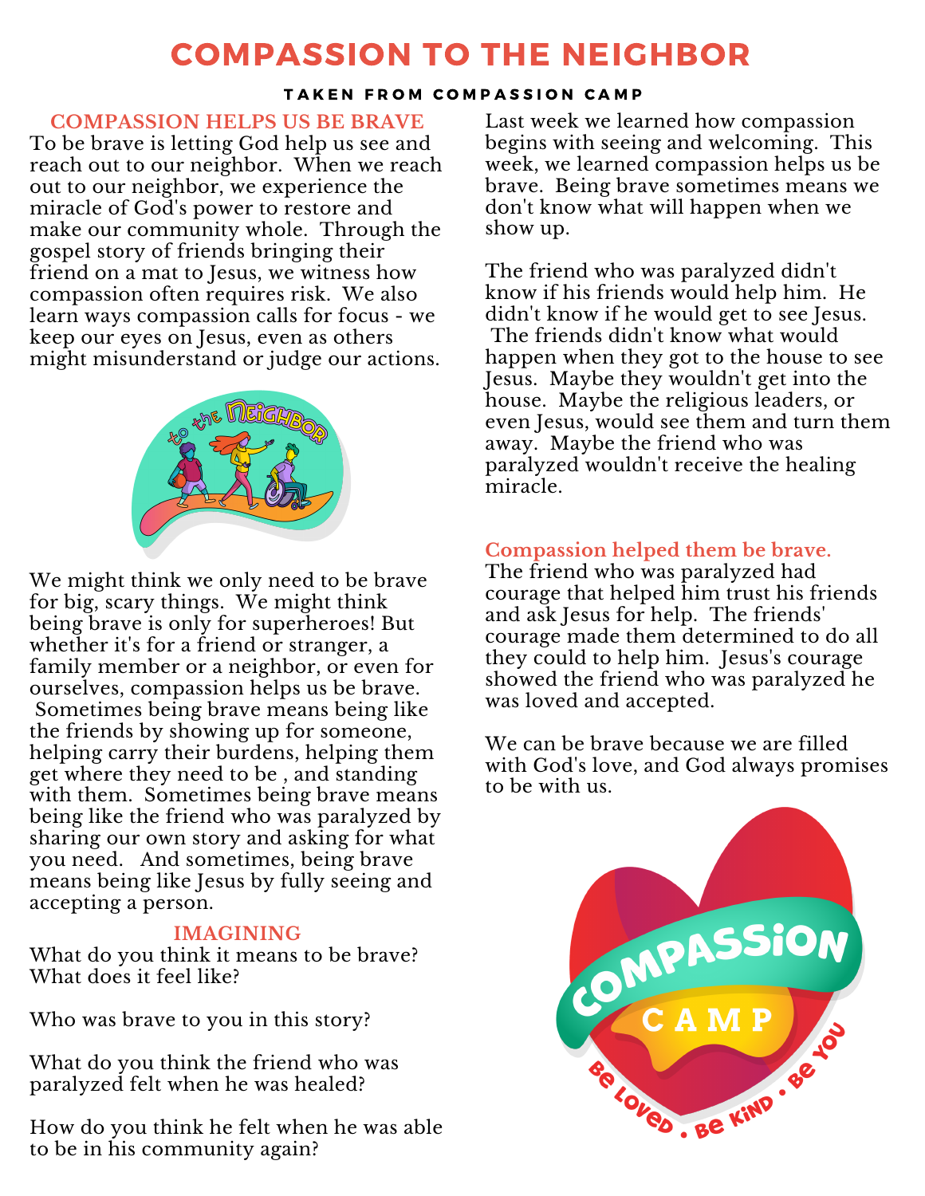# COMPASSION TO THE NEIGHBOR

**TAKEN FROM COMPASSION CAMP**

## COMPASSION HELPS US BE BRAVE

To be brave is letting God help us see and reach out to our neighbor. When we reach out to our neighbor, we experience the miracle of God's power to restore and make our community whole. Through the gospel story of friends bringing their friend on a mat to Jesus, we witness how compassion often requires risk. We also learn ways compassion calls for focus - we keep our eyes on Jesus, even as others might misunderstand or judge our actions.

We might think we only need to be brave for big, scary things. We might think being brave is only for superheroes! But whether it's for a friend or stranger, a family member or a neighbor, or even for ourselves, compassion helps us be brave. Sometimes being brave means being like the friends by showing up for someone, helping carry their burdens, helping them get where they need to be , and standing with them. Sometimes being brave means being like the friend who was paralyzed by sharing our own story and asking for what you need. And sometimes, being brave means being like Jesus by fully seeing and accepting a person.

## IMAGINING

What do you think it means to be brave? What does it feel like?

Who was brave to you in this story?

What do you think the friend who was paralyzed felt when he was healed?

How do you think he felt when he was able to be in his community again?

Last week we learned how compassion begins with seeing and welcoming. This week, we learned compassion helps us be brave. Being brave sometimes means we don't know what will happen when we show up.

The friend who was paralyzed didn't know if his friends would help him. He didn't know if he would get to see Jesus. The friends didn't know what would happen when they got to the house to see Jesus. Maybe they wouldn't get into the house. Maybe the religious leaders, or even Jesus, would see them and turn them away. Maybe the friend who was paralyzed wouldn't receive the healing miracle.

## Compassion helped them be brave.

The friend who was paralyzed had courage that helped him trust his friends and ask Jesus for help. The friends' courage made them determined to do all they could to help him. Jesus's courage showed the friend who was paralyzed he was loved and accepted.

We can be brave because we are filled with God's love, and God always promises to be with us.